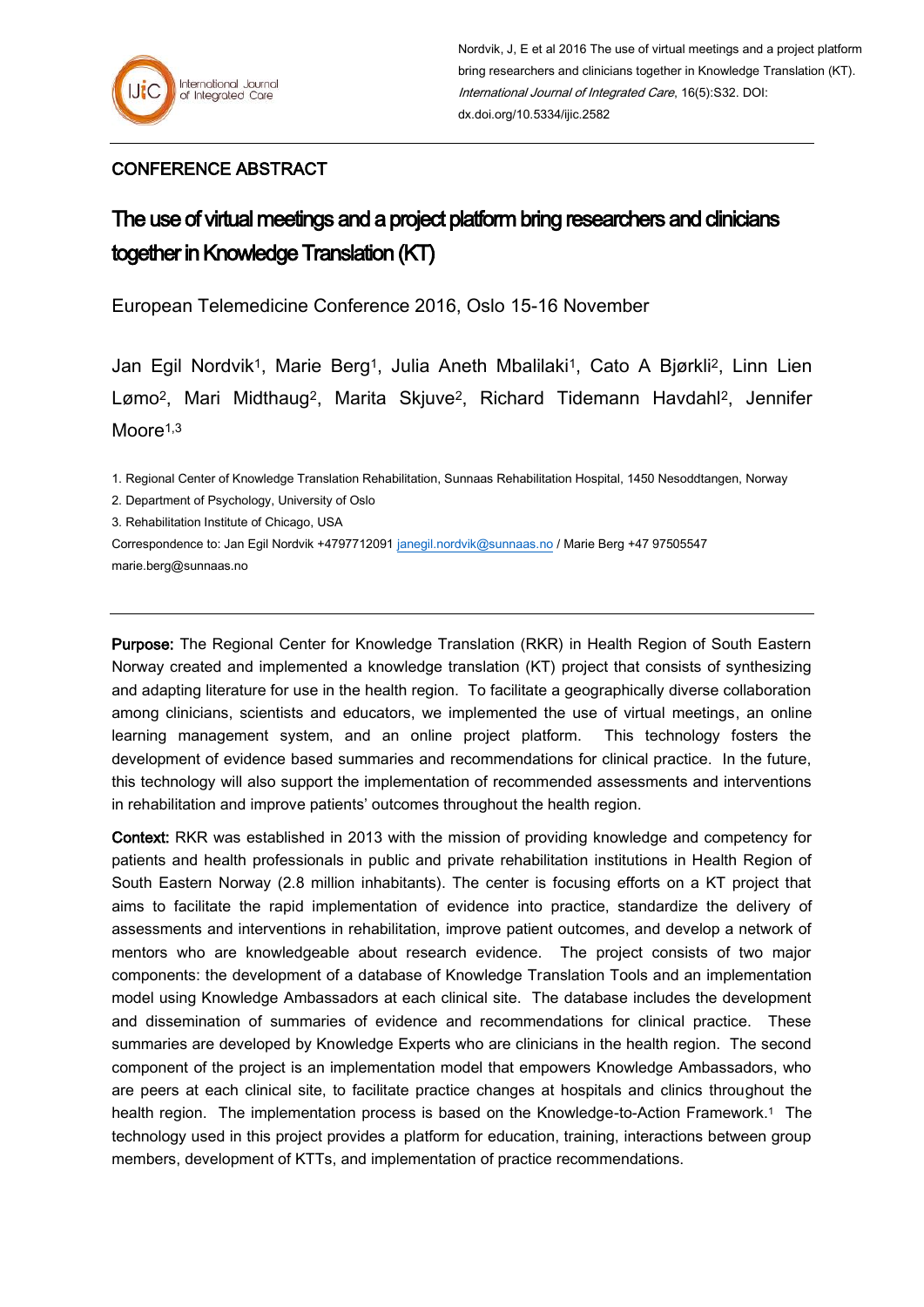Nordvik, J, E et al 2016 The use of virtual meetings and a project platform bring researchers and clinicians together in Knowledge Translation (KT). *International Journal of Integrated Care*, 16(5):S32. DOI: dx.doi.org/10.5334/ijic.2582

CONFERENCE ABSTRACT

# The use of virtual meetings and a project platform bring researchers and clinicians together in Knowledge Translation (KT)

European Telemedicine Conference 2016, Oslo 15-16 November

Jan Egil Nordvik[1], Marie Berg[1], Julia Aneth Mbalilaki[1], Cato A Bjørkli[2], Linn Lien Lømo[2], Mari Midthaug[2], Marita Skjuve[2], Richard Tidemann Havdahl[2], Jennifer Moore[1,3]

1. Regional Center of Knowledge Translation Rehabilitation, Sunnaas Rehabilitation Hospital, 1450 Nesoddtangen, Norway
2. Department of Psychology, University of Oslo
3. Rehabilitation Institute of Chicago, USA

Correspondence to: Jan Egil Nordvik +4797712091 janegil.nordvik@sunnaas.no / Marie Berg +47 97505547 marie.berg@sunnaas.no

---

**Purpose:** The Regional Center for Knowledge Translation (RKR) in Health Region of South Eastern Norway created and implemented a knowledge translation (KT) project that consists of synthesizing and adapting literature for use in the health region. To facilitate a geographically diverse collaboration among clinicians, scientists and educators, we implemented the use of virtual meetings, an online learning management system, and an online project platform. This technology fosters the development of evidence based summaries and recommendations for clinical practice. In the future, this technology will also support the implementation of recommended assessments and interventions in rehabilitation and improve patients' outcomes throughout the health region.

**Context:** RKR was established in 2013 with the mission of providing knowledge and competency for patients and health professionals in public and private rehabilitation institutions in Health Region of South Eastern Norway (2.8 million inhabitants). The center is focusing efforts on a KT project that aims to facilitate the rapid implementation of evidence into practice, standardize the delivery of assessments and interventions in rehabilitation, improve patient outcomes, and develop a network of mentors who are knowledgeable about research evidence. The project consists of two major components: the development of a database of Knowledge Translation Tools and an implementation model using Knowledge Ambassadors at each clinical site. The database includes the development and dissemination of summaries of evidence and recommendations for clinical practice. These summaries are developed by Knowledge Experts who are clinicians in the health region. The second component of the project is an implementation model that empowers Knowledge Ambassadors, who are peers at each clinical site, to facilitate practice changes at hospitals and clinics throughout the health region. The implementation process is based on the Knowledge-to-Action Framework.[1] The technology used in this project provides a platform for education, training, interactions between group members, development of KTTs, and implementation of practice recommendations.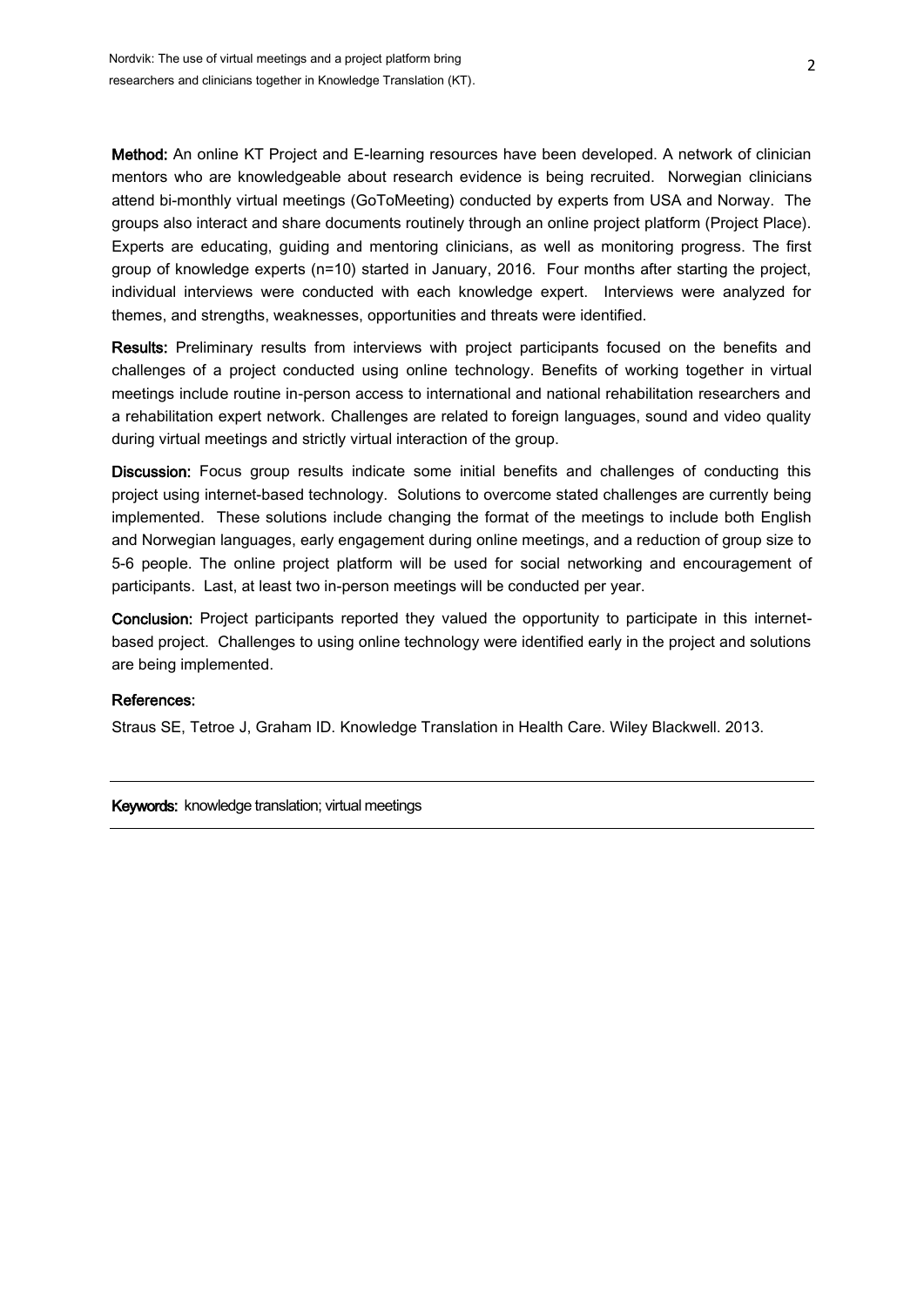**Method:** An online KT Project and E-learning resources have been developed. A network of clinician mentors who are knowledgeable about research evidence is being recruited. Norwegian clinicians attend bi-monthly virtual meetings (GoToMeeting) conducted by experts from USA and Norway. The groups also interact and share documents routinely through an online project platform (Project Place). Experts are educating, guiding and mentoring clinicians, as well as monitoring progress. The first group of knowledge experts (n=10) started in January, 2016. Four months after starting the project, individual interviews were conducted with each knowledge expert. Interviews were analyzed for themes, and strengths, weaknesses, opportunities and threats were identified.

**Results:** Preliminary results from interviews with project participants focused on the benefits and challenges of a project conducted using online technology. Benefits of working together in virtual meetings include routine in-person access to international and national rehabilitation researchers and a rehabilitation expert network. Challenges are related to foreign languages, sound and video quality during virtual meetings and strictly virtual interaction of the group.

**Discussion:** Focus group results indicate some initial benefits and challenges of conducting this project using internet-based technology. Solutions to overcome stated challenges are currently being implemented. These solutions include changing the format of the meetings to include both English and Norwegian languages, early engagement during online meetings, and a reduction of group size to 5-6 people. The online project platform will be used for social networking and encouragement of participants. Last, at least two in-person meetings will be conducted per year.

**Conclusion:** Project participants reported they valued the opportunity to participate in this internet-based project. Challenges to using online technology were identified early in the project and solutions are being implemented.

**References:**

Straus SE, Tetroe J, Graham ID. Knowledge Translation in Health Care. Wiley Blackwell. 2013.

---

**Keywords:** knowledge translation; virtual meetings

---